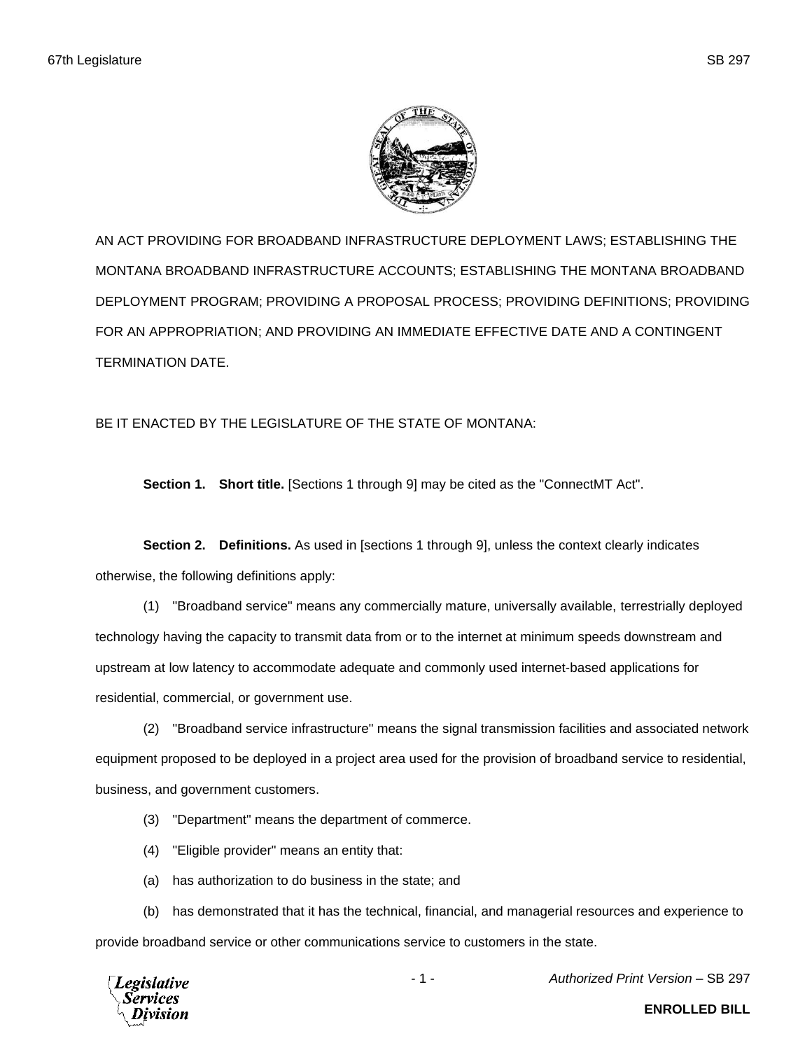AN ACT PROVIDING FOR BROADBAND INFRASTRUCTURE DEPLOYMENT LAWS; ESTABLISHING THE MONTANA BROADBAND INFRASTRUCTURE ACCOUNTS; ESTABLISHING THE MONTANA BROADBAND DEPLOYMENT PROGRAM; PROVIDING A PROPOSAL PROCESS; PROVIDING DEFINITIONS; PROVIDING FOR AN APPROPRIATION; AND PROVIDING AN IMMEDIATE EFFECTIVE DATE AND A CONTINGENT TERMINATION DATE.

BE IT ENACTED BY THE LEGISLATURE OF THE STATE OF MONTANA:

**Section 1. Short title.** [Sections 1 through 9] may be cited as the "ConnectMT Act".

**Section 2. Definitions.** As used in [sections 1 through 9], unless the context clearly indicates otherwise, the following definitions apply:

(1) "Broadband service" means any commercially mature, universally available, terrestrially deployed technology having the capacity to transmit data from or to the internet at minimum speeds downstream and upstream at low latency to accommodate adequate and commonly used internet-based applications for residential, commercial, or government use.

(2) "Broadband service infrastructure" means the signal transmission facilities and associated network equipment proposed to be deployed in a project area used for the provision of broadband service to residential, business, and government customers.

(3) "Department" means the department of commerce.

(4) "Eligible provider" means an entity that:

(a) has authorization to do business in the state; and

(b) has demonstrated that it has the technical, financial, and managerial resources and experience to provide broadband service or other communications service to customers in the state.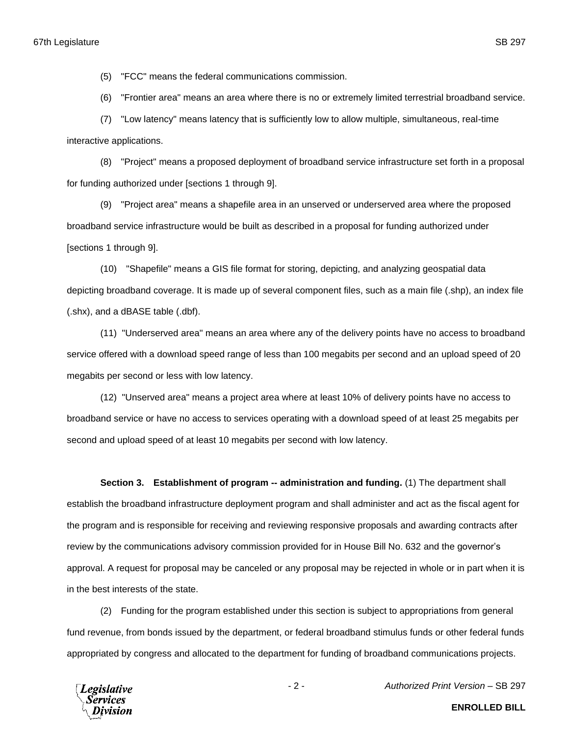(5) "FCC" means the federal communications commission.

(6) "Frontier area" means an area where there is no or extremely limited terrestrial broadband service.

(7) "Low latency" means latency that is sufficiently low to allow multiple, simultaneous, real-time interactive applications.

(8) "Project" means a proposed deployment of broadband service infrastructure set forth in a proposal for funding authorized under [sections 1 through 9].

(9) "Project area" means a shapefile area in an unserved or underserved area where the proposed broadband service infrastructure would be built as described in a proposal for funding authorized under [sections 1 through 9].

(10) "Shapefile" means a GIS file format for storing, depicting, and analyzing geospatial data depicting broadband coverage. It is made up of several component files, such as a main file (.shp), an index file (.shx), and a dBASE table (.dbf).

(11) "Underserved area" means an area where any of the delivery points have no access to broadband service offered with a download speed range of less than 100 megabits per second and an upload speed of 20 megabits per second or less with low latency.

(12) "Unserved area" means a project area where at least 10% of delivery points have no access to broadband service or have no access to services operating with a download speed of at least 25 megabits per second and upload speed of at least 10 megabits per second with low latency.

**Section 3. Establishment of program -- administration and funding.** (1) The department shall establish the broadband infrastructure deployment program and shall administer and act as the fiscal agent for the program and is responsible for receiving and reviewing responsive proposals and awarding contracts after review by the communications advisory commission provided for in House Bill No. 632 and the governor's approval. A request for proposal may be canceled or any proposal may be rejected in whole or in part when it is in the best interests of the state.

(2) Funding for the program established under this section is subject to appropriations from general fund revenue, from bonds issued by the department, or federal broadband stimulus funds or other federal funds appropriated by congress and allocated to the department for funding of broadband communications projects.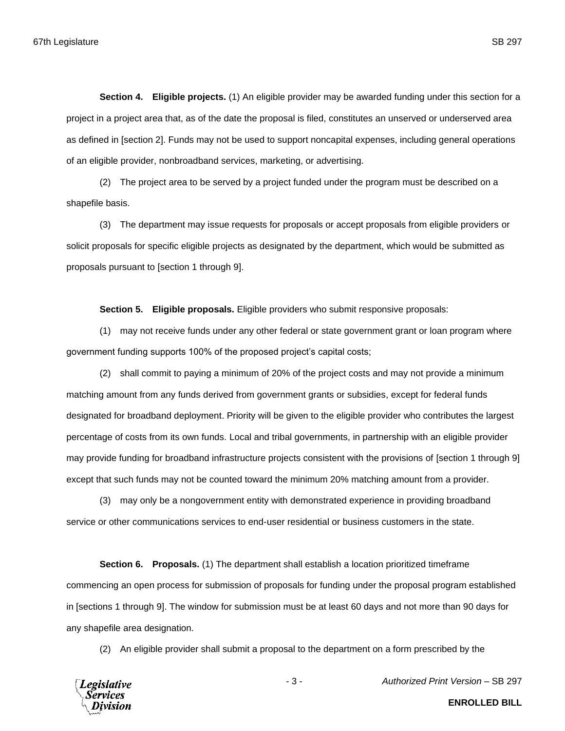**Section 4. Eligible projects.** (1) An eligible provider may be awarded funding under this section for a project in a project area that, as of the date the proposal is filed, constitutes an unserved or underserved area as defined in [section 2]. Funds may not be used to support noncapital expenses, including general operations of an eligible provider, nonbroadband services, marketing, or advertising.

(2) The project area to be served by a project funded under the program must be described on a shapefile basis.

(3) The department may issue requests for proposals or accept proposals from eligible providers or solicit proposals for specific eligible projects as designated by the department, which would be submitted as proposals pursuant to [section 1 through 9].

**Section 5. Eligible proposals.** Eligible providers who submit responsive proposals:

(1) may not receive funds under any other federal or state government grant or loan program where government funding supports 100% of the proposed project's capital costs;

(2) shall commit to paying a minimum of 20% of the project costs and may not provide a minimum matching amount from any funds derived from government grants or subsidies, except for federal funds designated for broadband deployment. Priority will be given to the eligible provider who contributes the largest percentage of costs from its own funds. Local and tribal governments, in partnership with an eligible provider may provide funding for broadband infrastructure projects consistent with the provisions of [section 1 through 9] except that such funds may not be counted toward the minimum 20% matching amount from a provider.

(3) may only be a nongovernment entity with demonstrated experience in providing broadband service or other communications services to end-user residential or business customers in the state.

**Section 6. Proposals.** (1) The department shall establish a location prioritized timeframe commencing an open process for submission of proposals for funding under the proposal program established in [sections 1 through 9]. The window for submission must be at least 60 days and not more than 90 days for any shapefile area designation.

(2) An eligible provider shall submit a proposal to the department on a form prescribed by the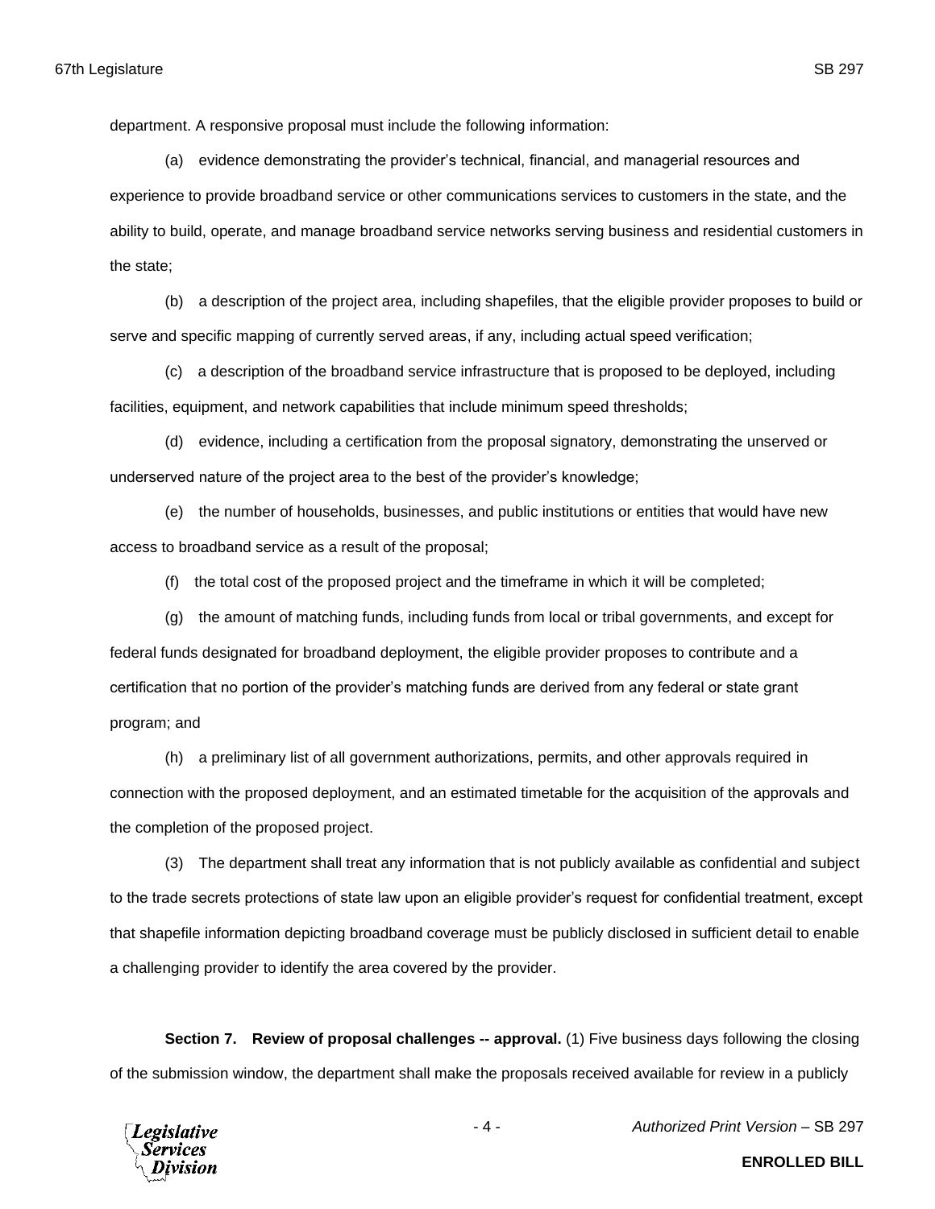department. A responsive proposal must include the following information:

(a) evidence demonstrating the provider's technical, financial, and managerial resources and experience to provide broadband service or other communications services to customers in the state, and the ability to build, operate, and manage broadband service networks serving business and residential customers in the state;

(b) a description of the project area, including shapefiles, that the eligible provider proposes to build or serve and specific mapping of currently served areas, if any, including actual speed verification;

(c) a description of the broadband service infrastructure that is proposed to be deployed, including facilities, equipment, and network capabilities that include minimum speed thresholds;

(d) evidence, including a certification from the proposal signatory, demonstrating the unserved or underserved nature of the project area to the best of the provider's knowledge;

(e) the number of households, businesses, and public institutions or entities that would have new access to broadband service as a result of the proposal;

(f) the total cost of the proposed project and the timeframe in which it will be completed;

(g) the amount of matching funds, including funds from local or tribal governments, and except for federal funds designated for broadband deployment, the eligible provider proposes to contribute and a certification that no portion of the provider's matching funds are derived from any federal or state grant program; and

(h) a preliminary list of all government authorizations, permits, and other approvals required in connection with the proposed deployment, and an estimated timetable for the acquisition of the approvals and the completion of the proposed project.

(3) The department shall treat any information that is not publicly available as confidential and subject to the trade secrets protections of state law upon an eligible provider's request for confidential treatment, except that shapefile information depicting broadband coverage must be publicly disclosed in sufficient detail to enable a challenging provider to identify the area covered by the provider.

**Section 7. Review of proposal challenges -- approval.** (1) Five business days following the closing of the submission window, the department shall make the proposals received available for review in a publicly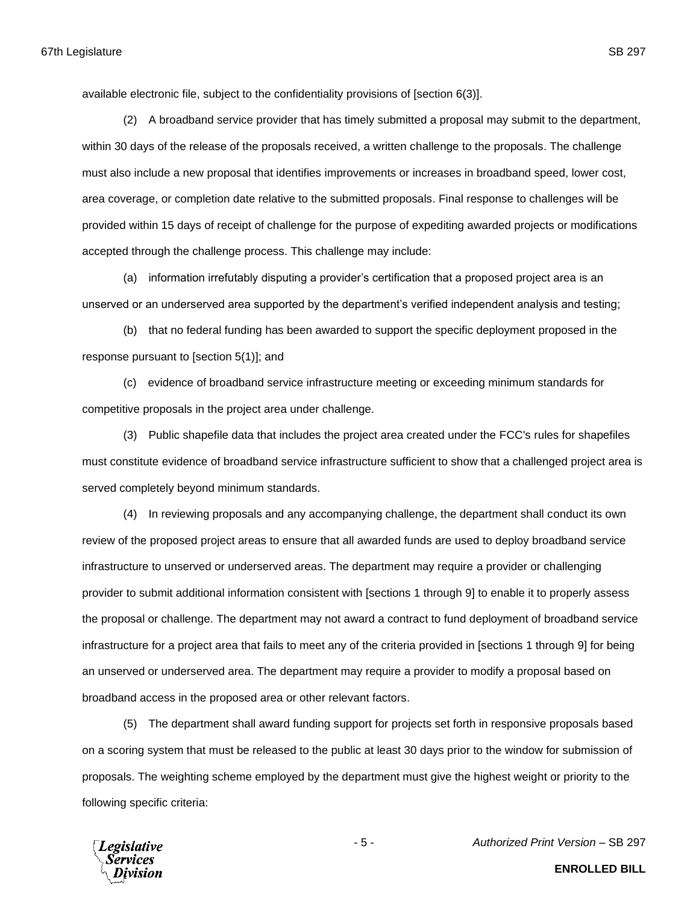available electronic file, subject to the confidentiality provisions of [section 6(3)].

(2) A broadband service provider that has timely submitted a proposal may submit to the department, within 30 days of the release of the proposals received, a written challenge to the proposals. The challenge must also include a new proposal that identifies improvements or increases in broadband speed, lower cost, area coverage, or completion date relative to the submitted proposals. Final response to challenges will be provided within 15 days of receipt of challenge for the purpose of expediting awarded projects or modifications accepted through the challenge process. This challenge may include:

(a) information irrefutably disputing a provider's certification that a proposed project area is an unserved or an underserved area supported by the department's verified independent analysis and testing;

(b) that no federal funding has been awarded to support the specific deployment proposed in the response pursuant to [section 5(1)]; and

(c) evidence of broadband service infrastructure meeting or exceeding minimum standards for competitive proposals in the project area under challenge.

(3) Public shapefile data that includes the project area created under the FCC's rules for shapefiles must constitute evidence of broadband service infrastructure sufficient to show that a challenged project area is served completely beyond minimum standards.

(4) In reviewing proposals and any accompanying challenge, the department shall conduct its own review of the proposed project areas to ensure that all awarded funds are used to deploy broadband service infrastructure to unserved or underserved areas. The department may require a provider or challenging provider to submit additional information consistent with [sections 1 through 9] to enable it to properly assess the proposal or challenge. The department may not award a contract to fund deployment of broadband service infrastructure for a project area that fails to meet any of the criteria provided in [sections 1 through 9] for being an unserved or underserved area. The department may require a provider to modify a proposal based on broadband access in the proposed area or other relevant factors.

(5) The department shall award funding support for projects set forth in responsive proposals based on a scoring system that must be released to the public at least 30 days prior to the window for submission of proposals. The weighting scheme employed by the department must give the highest weight or priority to the following specific criteria: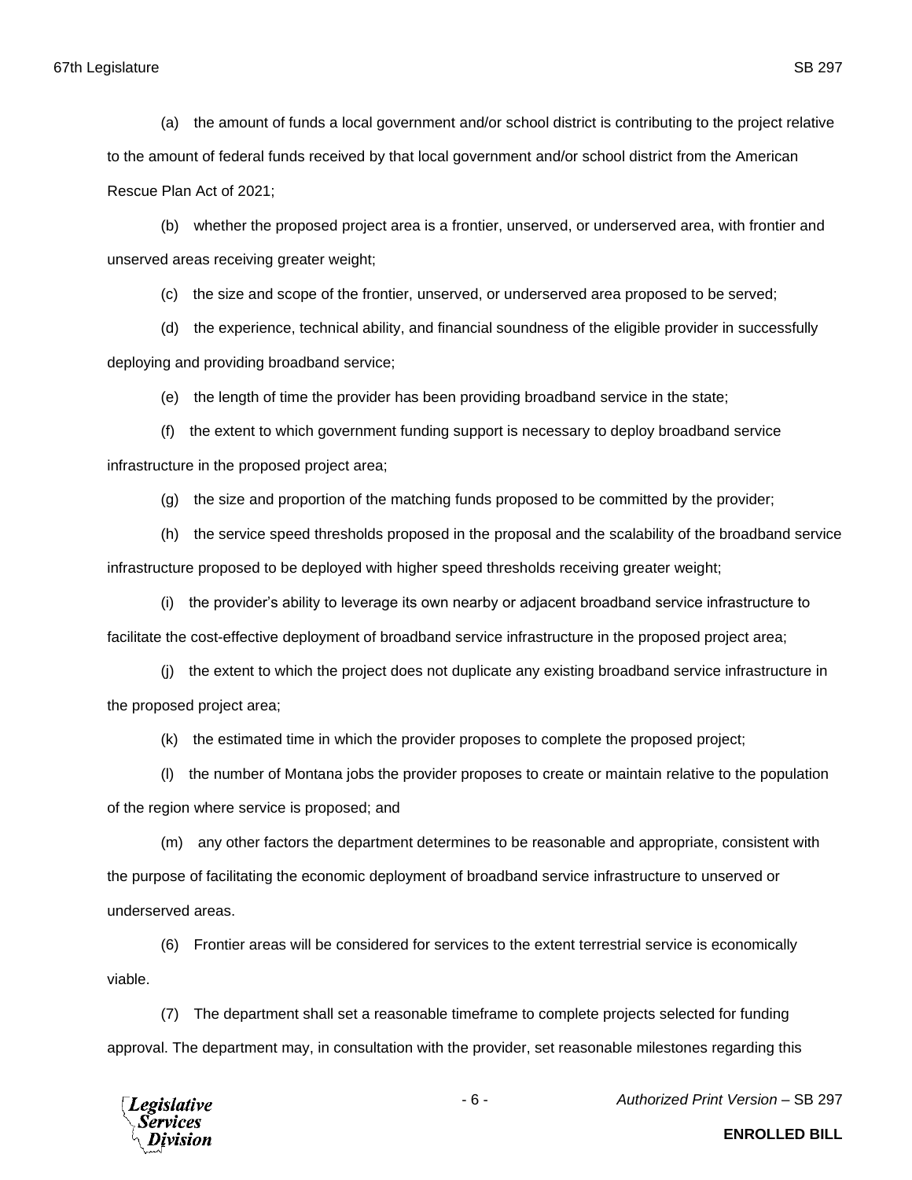(a) the amount of funds a local government and/or school district is contributing to the project relative to the amount of federal funds received by that local government and/or school district from the American Rescue Plan Act of 2021;

(b) whether the proposed project area is a frontier, unserved, or underserved area, with frontier and unserved areas receiving greater weight;

(c) the size and scope of the frontier, unserved, or underserved area proposed to be served;

(d) the experience, technical ability, and financial soundness of the eligible provider in successfully deploying and providing broadband service;

(e) the length of time the provider has been providing broadband service in the state;

(f) the extent to which government funding support is necessary to deploy broadband service infrastructure in the proposed project area;

(g) the size and proportion of the matching funds proposed to be committed by the provider;

(h) the service speed thresholds proposed in the proposal and the scalability of the broadband service infrastructure proposed to be deployed with higher speed thresholds receiving greater weight;

(i) the provider's ability to leverage its own nearby or adjacent broadband service infrastructure to facilitate the cost-effective deployment of broadband service infrastructure in the proposed project area;

(j) the extent to which the project does not duplicate any existing broadband service infrastructure in the proposed project area;

(k) the estimated time in which the provider proposes to complete the proposed project;

(l) the number of Montana jobs the provider proposes to create or maintain relative to the population of the region where service is proposed; and

(m) any other factors the department determines to be reasonable and appropriate, consistent with the purpose of facilitating the economic deployment of broadband service infrastructure to unserved or underserved areas.

(6) Frontier areas will be considered for services to the extent terrestrial service is economically viable.

(7) The department shall set a reasonable timeframe to complete projects selected for funding approval. The department may, in consultation with the provider, set reasonable milestones regarding this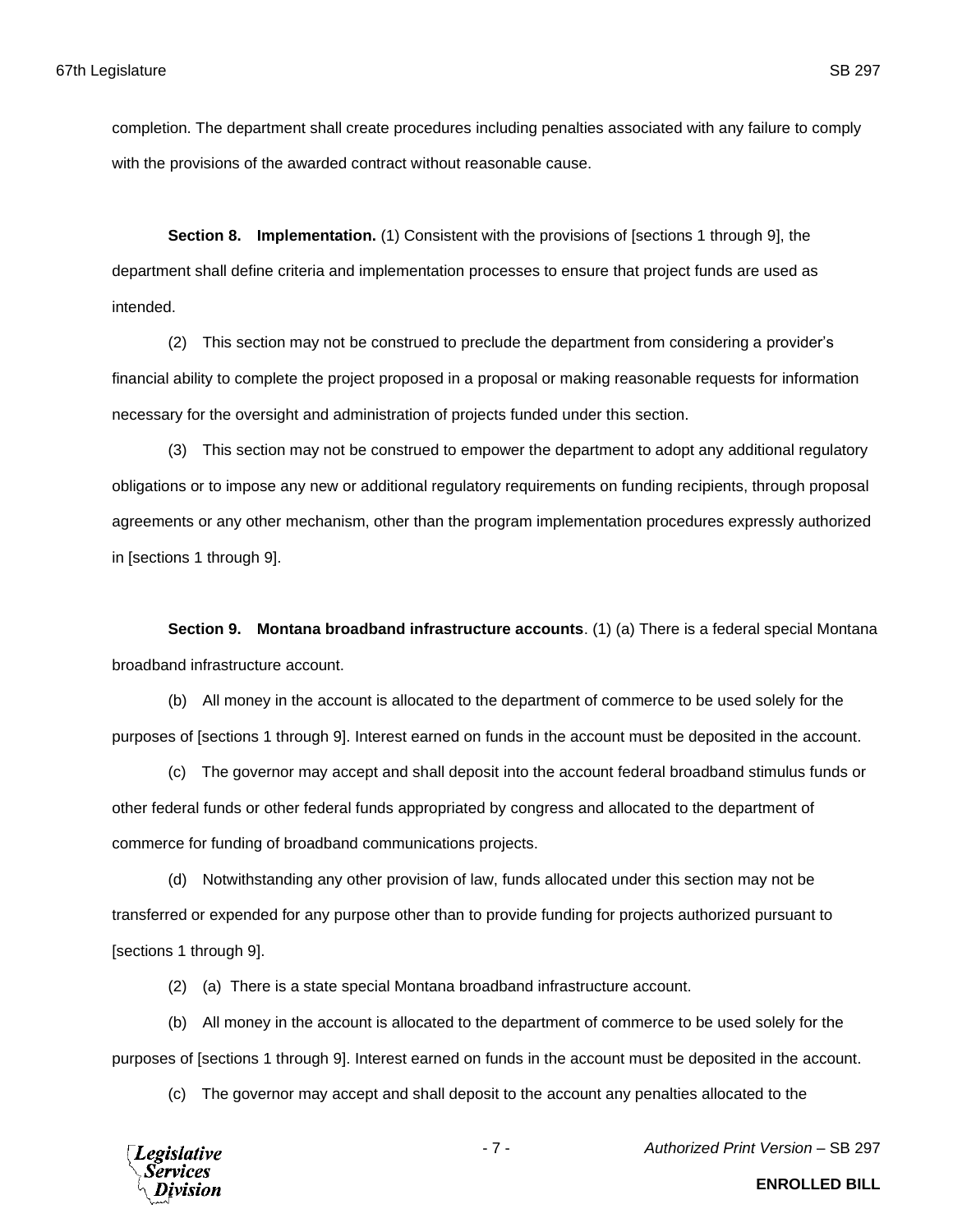completion. The department shall create procedures including penalties associated with any failure to comply with the provisions of the awarded contract without reasonable cause.

**Section 8. Implementation.** (1) Consistent with the provisions of [sections 1 through 9], the department shall define criteria and implementation processes to ensure that project funds are used as intended.

(2) This section may not be construed to preclude the department from considering a provider's financial ability to complete the project proposed in a proposal or making reasonable requests for information necessary for the oversight and administration of projects funded under this section.

(3) This section may not be construed to empower the department to adopt any additional regulatory obligations or to impose any new or additional regulatory requirements on funding recipients, through proposal agreements or any other mechanism, other than the program implementation procedures expressly authorized in [sections 1 through 9].

**Section 9. Montana broadband infrastructure accounts**. (1) (a) There is a federal special Montana broadband infrastructure account.

(b) All money in the account is allocated to the department of commerce to be used solely for the purposes of [sections 1 through 9]. Interest earned on funds in the account must be deposited in the account.

(c) The governor may accept and shall deposit into the account federal broadband stimulus funds or other federal funds or other federal funds appropriated by congress and allocated to the department of commerce for funding of broadband communications projects.

(d) Notwithstanding any other provision of law, funds allocated under this section may not be transferred or expended for any purpose other than to provide funding for projects authorized pursuant to [sections 1 through 9].

(2) (a) There is a state special Montana broadband infrastructure account.

(b) All money in the account is allocated to the department of commerce to be used solely for the purposes of [sections 1 through 9]. Interest earned on funds in the account must be deposited in the account.

(c) The governor may accept and shall deposit to the account any penalties allocated to the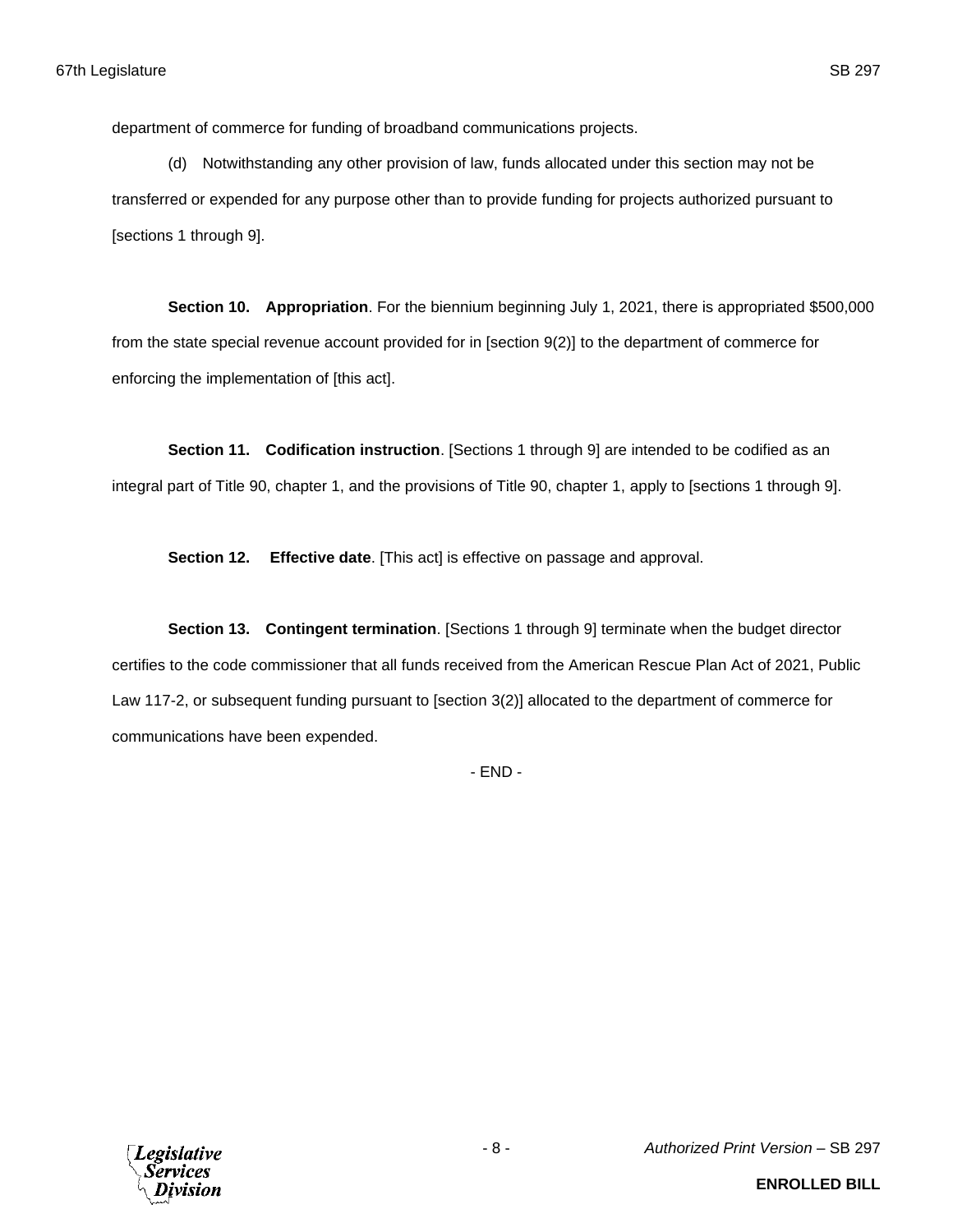department of commerce for funding of broadband communications projects.

(d) Notwithstanding any other provision of law, funds allocated under this section may not be transferred or expended for any purpose other than to provide funding for projects authorized pursuant to [sections 1 through 9].

**Section 10. Appropriation**. For the biennium beginning July 1, 2021, there is appropriated $500,000 from the state special revenue account provided for in [section 9(2)] to the department of commerce for enforcing the implementation of [this act].

**Section 11. Codification instruction**. [Sections 1 through 9] are intended to be codified as an integral part of Title 90, chapter 1, and the provisions of Title 90, chapter 1, apply to [sections 1 through 9].

**Section 12. Effective date**. [This act] is effective on passage and approval.

**Section 13. Contingent termination**. [Sections 1 through 9] terminate when the budget director certifies to the code commissioner that all funds received from the American Rescue Plan Act of 2021, Public Law 117-2, or subsequent funding pursuant to [section 3(2)] allocated to the department of commerce for communications have been expended.

- END -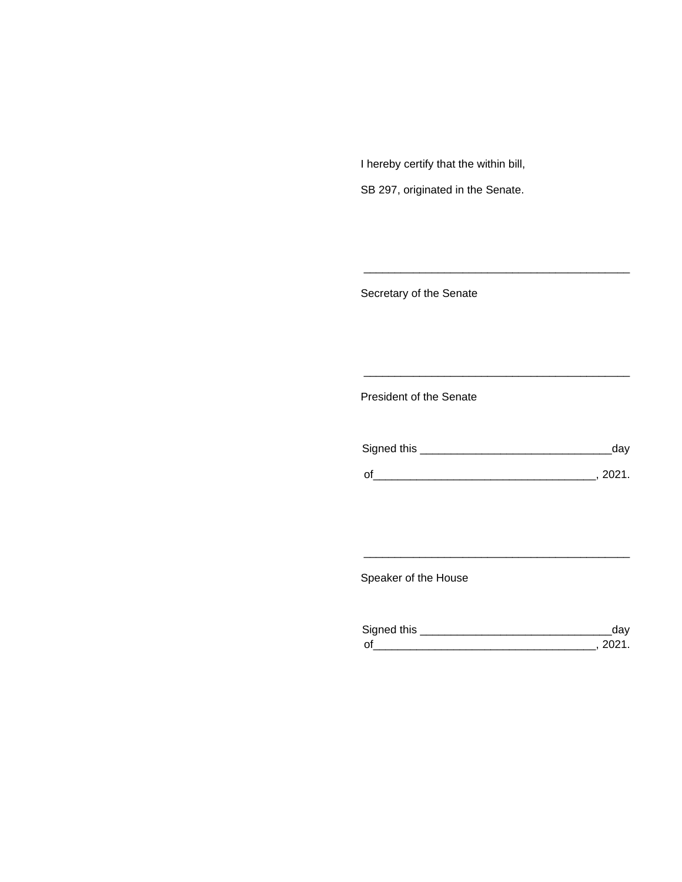I hereby certify that the within bill,

SB 297, originated in the Senate.

\_\_\_\_\_\_\_\_\_\_\_\_\_\_\_\_\_\_\_\_\_\_\_\_\_\_\_\_\_\_\_\_\_\_\_\_\_\_\_\_\_\_\_\_

Secretary of the Senate

\_\_\_\_\_\_\_\_\_\_\_\_\_\_\_\_\_\_\_\_\_\_\_\_\_\_\_\_\_\_\_\_\_\_\_\_\_\_\_\_\_\_\_\_

President of the Senate

Signed this \_\_\_\_\_\_\_\_\_\_\_\_\_\_\_\_\_\_\_\_\_\_\_\_\_\_\_\_\_\_\_day

of\_\_\_\_\_\_\_\_\_\_\_\_\_\_\_\_\_\_\_\_\_\_\_\_\_\_\_\_\_\_\_\_\_\_\_\_, 2021.

\_\_\_\_\_\_\_\_\_\_\_\_\_\_\_\_\_\_\_\_\_\_\_\_\_\_\_\_\_\_\_\_\_\_\_\_\_\_\_\_\_\_\_\_

Speaker of the House

Signed this \_\_\_\_\_\_\_\_\_\_\_\_\_\_\_\_\_\_\_\_\_\_\_\_\_\_\_\_\_\_\_day
of\_\_\_\_\_\_\_\_\_\_\_\_\_\_\_\_\_\_\_\_\_\_\_\_\_\_\_\_\_\_\_\_\_\_\_\_, 2021.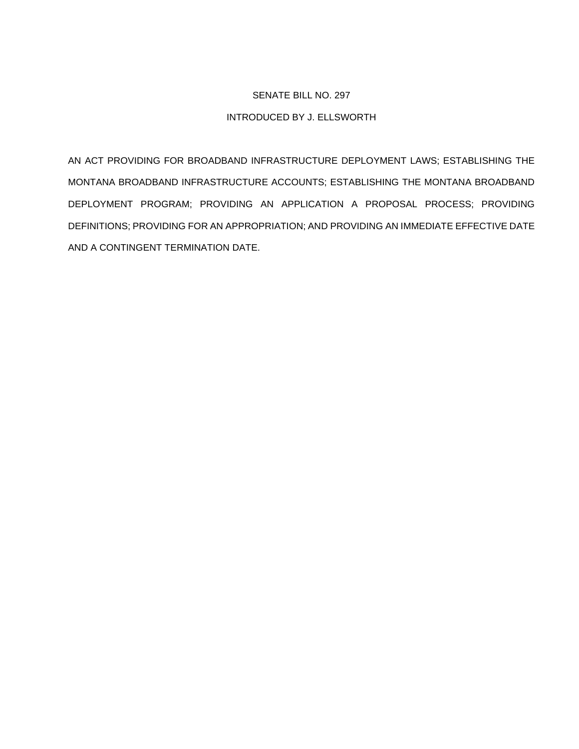SENATE BILL NO. 297

INTRODUCED BY J. ELLSWORTH

AN ACT PROVIDING FOR BROADBAND INFRASTRUCTURE DEPLOYMENT LAWS; ESTABLISHING THE MONTANA BROADBAND INFRASTRUCTURE ACCOUNTS; ESTABLISHING THE MONTANA BROADBAND DEPLOYMENT PROGRAM; PROVIDING AN APPLICATION A PROPOSAL PROCESS; PROVIDING DEFINITIONS; PROVIDING FOR AN APPROPRIATION; AND PROVIDING AN IMMEDIATE EFFECTIVE DATE AND A CONTINGENT TERMINATION DATE.